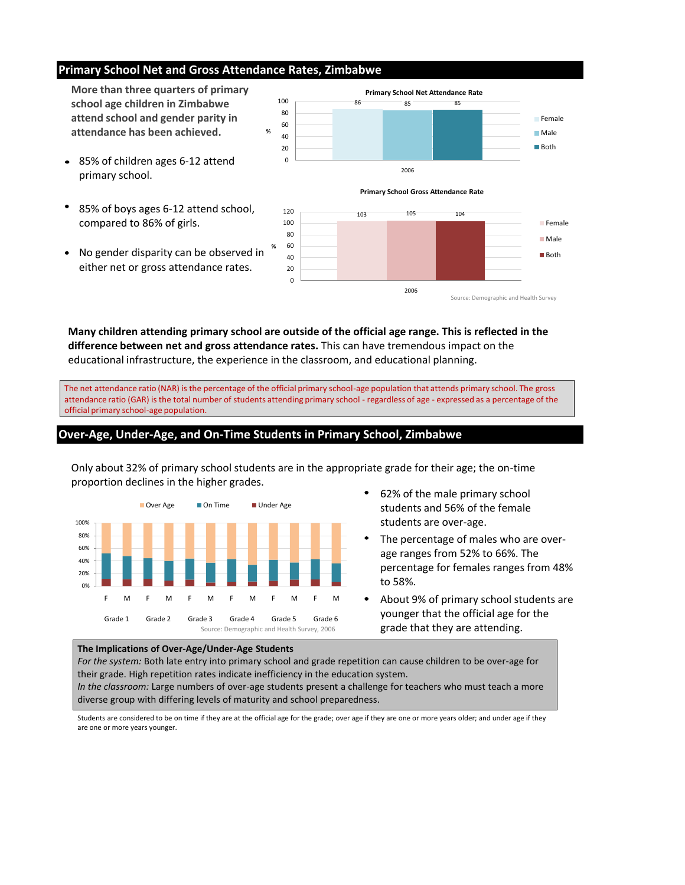## Primary School Net and Gross Attendance Rates, Zimbabwe

**More than three quarters of primary school age children in Zimbabwe attend school and gender parity in attendance has been achieved.**

- 85% of children ages 6-12 attend primary school.
- 85% of boys ages 6-12 attend school, compared to 86% of girls.
- No gender disparity can be observed in either net or gross attendance rates.

Primary School Net Attendance Rate

%

100
80
60
40
20
0

86
85
85

2006

Female
Male
Both

Primary School Gross Attendance Rate

%

120
100
80
60
40
20
0

103
105
104

2006

Female
Male
Both

Source: Demographic and Health Survey

**Many children attending primary school are outside of the official age range. This is reflected in the difference between net and gross attendance rates.** This can have tremendous impact on the educational infrastructure, the experience in the classroom, and educational planning.

The net attendance ratio (NAR) is the percentage of the official primary school-age population that attends primary school. The gross attendance ratio (GAR) is the total number of students attending primary school - regardless of age - expressed as a percentage of the official primary school-age population.

## Over-Age, Under-Age, and On-Time Students in Primary School, Zimbabwe

Only about 32% of primary school students are in the appropriate grade for their age; the on-time proportion declines in the higher grades.

Over Age
On Time
Under Age

100%
80%
60%
40%
20%
0%

F M F M F M F M F M F M

Grade 1 Grade 2 Grade 3 Grade 4 Grade 5 Grade 6

Source: Demographic and Health Survey, 2006

- 62% of the male primary school students and 56% of the female students are over-age.
- The percentage of males who are over-age ranges from 52% to 66%. The percentage for females ranges from 48% to 58%.
- About 9% of primary school students are younger that the official age for the grade that they are attending.

**The Implications of Over-Age/Under-Age Students**

*For the system:* Both late entry into primary school and grade repetition can cause children to be over-age for their grade. High repetition rates indicate inefficiency in the education system.

*In the classroom:* Large numbers of over-age students present a challenge for teachers who must teach a more diverse group with differing levels of maturity and school preparedness.

Students are considered to be on time if they are at the official age for the grade; over age if they are one or more years older; and under age if they are one or more years younger.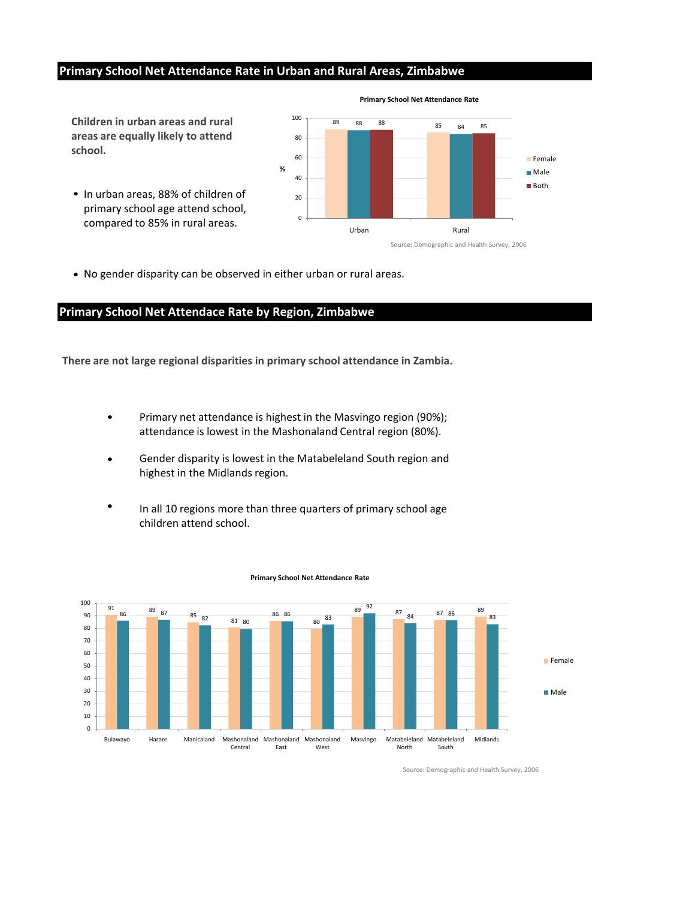## Primary School Net Attendance Rate in Urban and Rural Areas, Zimbabwe

**Children in urban areas and rural areas are equally likely to attend school.**

- In urban areas, 88% of children of primary school age attend school, compared to 85% in rural areas.

Primary School Net Attendance Rate

100
80
60
40
20
0
%

89 88 88
85 84 85

Urban
Rural

Female
Male
Both

Source: Demographic and Health Survey, 2006

- No gender disparity can be observed in either urban or rural areas.

## Primary School Net Attedance Rate by Region, Zimbabwe

**There are not large regional disparities in primary school attendance in Zambia.**

- Primary net attendance is highest in the Masvingo region (90%); attendance is lowest in the Mashonaland Central region (80%).
- Gender disparity is lowest in the Matabeleland South region and highest in the Midlands region.
- In all 10 regions more than three quarters of primary school age children attend school.

Primary School Net Attendance Rate

100
90
80
70
60
50
40
30
20
10
0

91 86
89 87
85 82
81 80
86 86
80 83
89 92
87 84
87 86
89 83

Bulawayo
Harare
Manicaland
Mashonaland Central
Mashonaland East
Mashonaland West
Masvingo
Matabeleland North
Matabeleland South
Midlands

Female
Male

Source: Demographic and Health Survey, 2006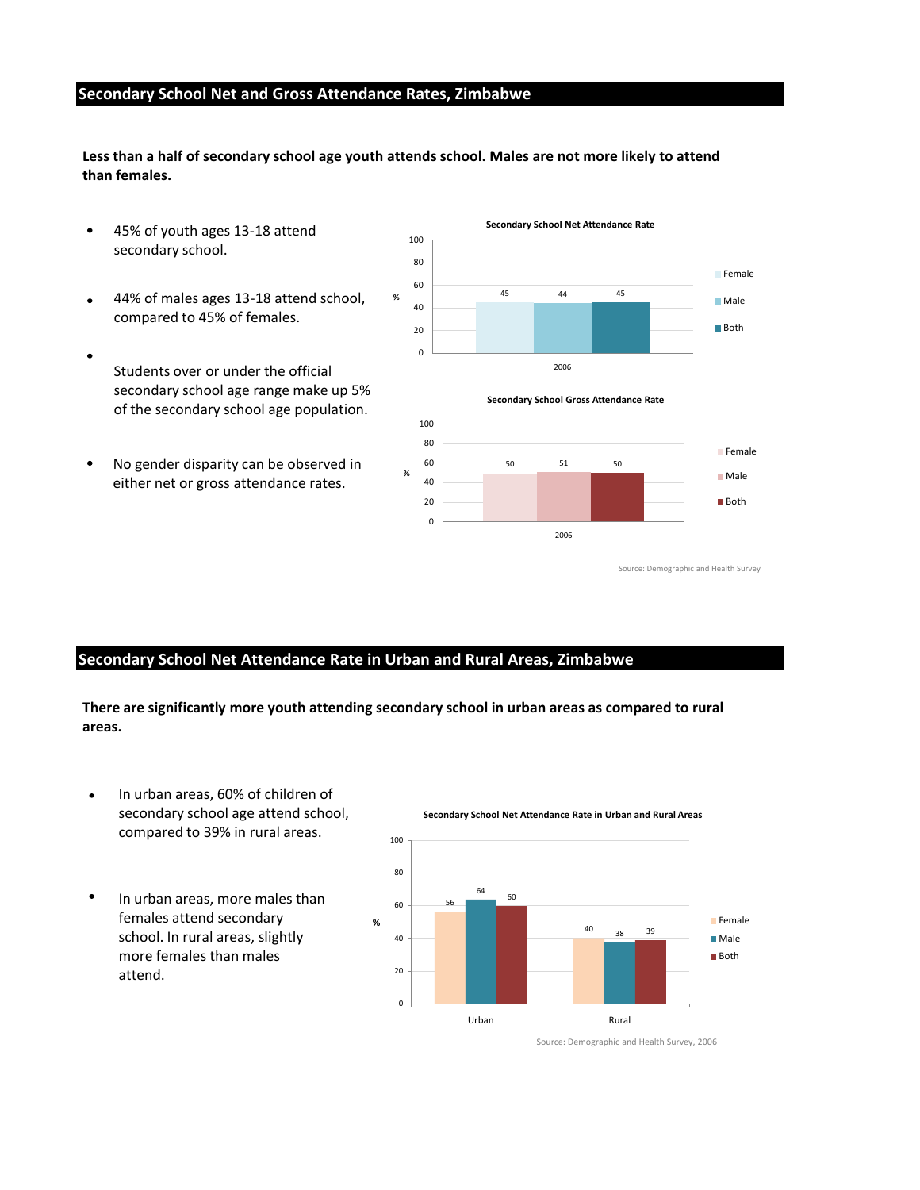## Secondary School Net and Gross Attendance Rates, Zimbabwe

**Less than a half of secondary school age youth attends school. Males are not more likely to attend than females.**

- 45% of youth ages 13-18 attend secondary school.
- 44% of males ages 13-18 attend school, compared to 45% of females.
- Students over or under the official secondary school age range make up 5% of the secondary school age population.
- No gender disparity can be observed in either net or gross attendance rates.

**Secondary School Net Attendance Rate**

100
80
60
40
20
0
%
45
44
45
2006
Female
Male
Both

**Secondary School Gross Attendance Rate**

100
80
60
40
20
0
%
50
51
50
2006
Female
Male
Both

Source: Demographic and Health Survey

## Secondary School Net Attendance Rate in Urban and Rural Areas, Zimbabwe

**There are significantly more youth attending secondary school in urban areas as compared to rural areas.**

- In urban areas, 60% of children of secondary school age attend school, compared to 39% in rural areas.
- In urban areas, more males than females attend secondary school. In rural areas, slightly more females than males attend.

**Secondary School Net Attendance Rate in Urban and Rural Areas**

100
80
60
40
20
0
%
56
64
60
40
38
39
Urban
Rural
Female
Male
Both

Source: Demographic and Health Survey, 2006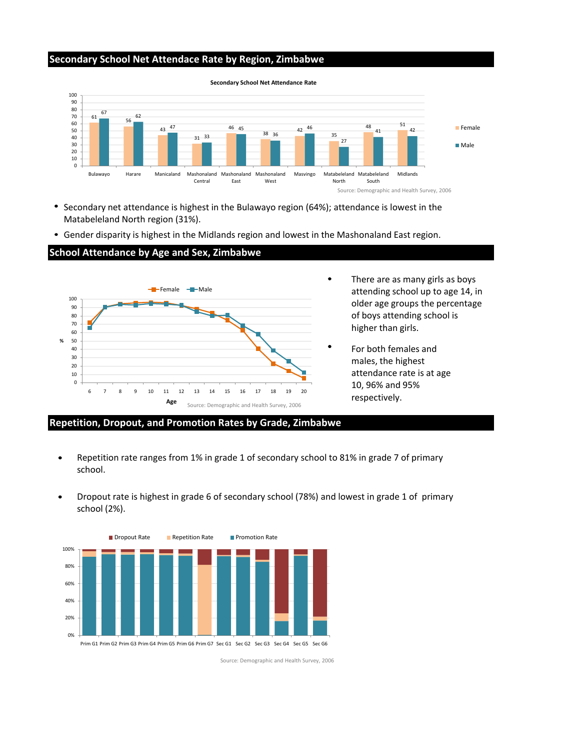## Secondary School Net Attedace Rate by Region, Zimbabwe

Secondary School Net Attendance Rate

100
90
80
70
60
50
40
30
20
10
0

61 67
56 62
43 47
31 33
46 45
38 36
42 46
35 27
48 41
51 42

Bulawayo
Harare
Manicaland
Mashonaland Central
Mashonaland East
Mashonaland West
Masvingo
Matabeleland North
Matabeleland South
Midlands

Female
Male

Source: Demographic and Health Survey, 2006

- Secondary net attendance is highest in the Bulawayo region (64%); attendance is lowest in the Matabeleland North region (31%).
- Gender disparity is highest in the Midlands region and lowest in the Mashonaland East region.

## School Attendance by Age and Sex, Zimbabwe

Female
Male

100
90
80
70
60
50
40
30
20
10
0

%

6 7 8 9 10 11 12 13 14 15 16 17 18 19 20

Age

Source: Demographic and Health Survey, 2006

- There are as many girls as boys attending school up to age 14, in older age groups the percentage of boys attending school is higher than girls.
- For both females and males, the highest attendance rate is at age 10, 96% and 95% respectively.

## Repetition, Dropout, and Promotion Rates by Grade, Zimbabwe

- Repetition rate ranges from 1% in grade 1 of secondary school to 81% in grade 7 of primary school.
- Dropout rate is highest in grade 6 of secondary school (78%) and lowest in grade 1 of primary school (2%).

Dropout Rate
Repetition Rate
Promotion Rate

100%
80%
60%
40%
20%
0%

Prim G1 Prim G2 Prim G3 Prim G4 Prim G5 Prim G6 Prim G7 Sec G1 Sec G2 Sec G3 Sec G4 Sec G5 Sec G6

Source: Demographic and Health Survey, 2006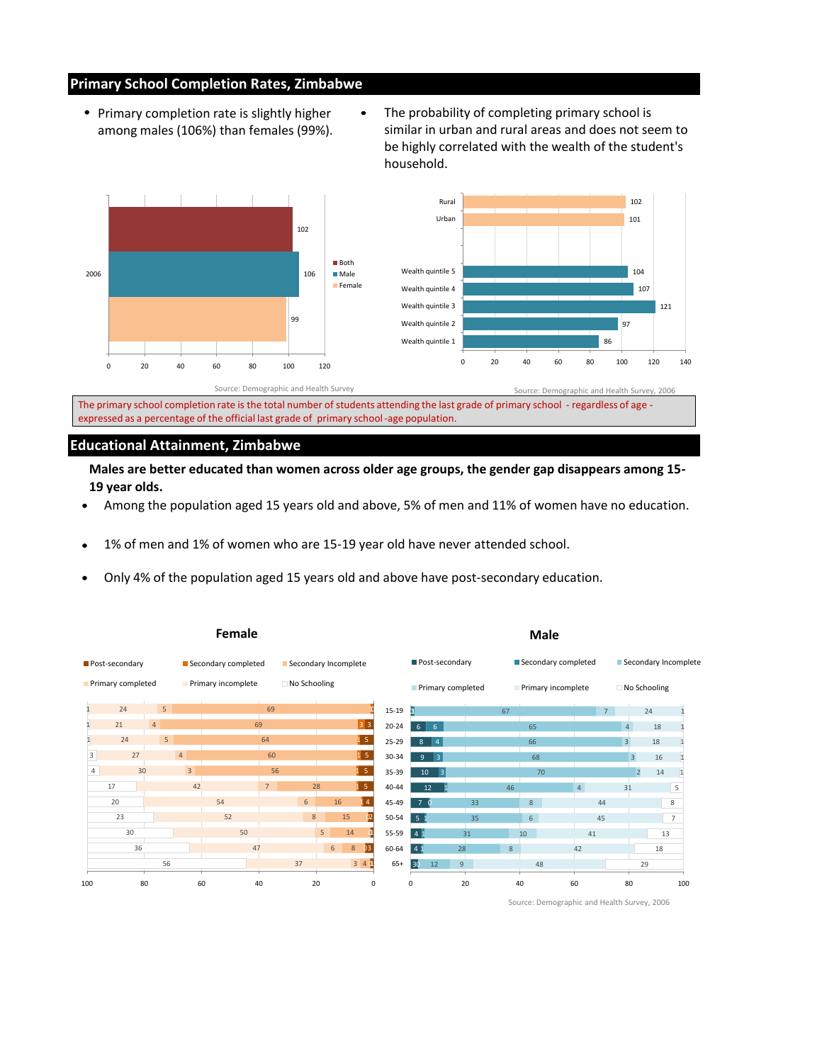## Primary School Completion Rates, Zimbabwe

- Primary completion rate is slightly higher among males (106%) than females (99%).
- The probability of completing primary school is similar in urban and rural areas and does not seem to be highly correlated with the wealth of the student's household.

2006

102

106

99

Both

Male

Female

0 20 40 60 80 100 120

Source: Demographic and Health Survey

Rural 102

Urban 101

Wealth quintile 5 104

Wealth quintile 4 107

Wealth quintile 3 121

Wealth quintile 2 97

Wealth quintile 1 86

0 20 40 60 80 100 120 140

Source: Demographic and Health Survey, 2006

The primary school completion rate is the total number of students attending the last grade of primary school - regardless of age - expressed as a percentage of the official last grade of primary school -age population.

## Educational Attainment, Zimbabwe

**Males are better educated than women across older age groups, the gender gap disappears among 15-19 year olds.**

- Among the population aged 15 years old and above, 5% of men and 11% of women have no education.
- 1% of men and 1% of women who are 15-19 year old have never attended school.
- Only 4% of the population aged 15 years old and above have post-secondary education.

**Female**

Post-secondary

Secondary completed

Secondary Incomplete

Primary completed

Primary incomplete

No Schooling

1 24 5 69 1

1 21 4 69 3 3

1 24 5 64 1 5

3 27 4 60 1 5

4 30 3 56 1 5

17 42 7 28 1 5

20 54 6 16 1 4

23 52 8 15 0 2

30 50 5 14 1

36 47 6 8 0 3

56 37 3 4 1

100 80 60 40 20 0

15-19

20-24

25-29

30-34

35-39

40-44

45-49

50-54

55-59

60-64

65+

**Male**

Post-secondary

Secondary completed

Secondary Incomplete

Primary completed

Primary incomplete

No Schooling

1 67 7 24 1

6 6 65 4 18 1

8 4 66 3 18 1

9 3 68 3 16 1

10 3 70 2 14 1

12 1 46 4 31 5

7 0 33 8 44 8

5 1 35 6 45 7

4 1 31 10 41 13

4 1 28 8 42 18

3 0 12 9 48 29

0 20 40 60 80 100

Source: Demographic and Health Survey, 2006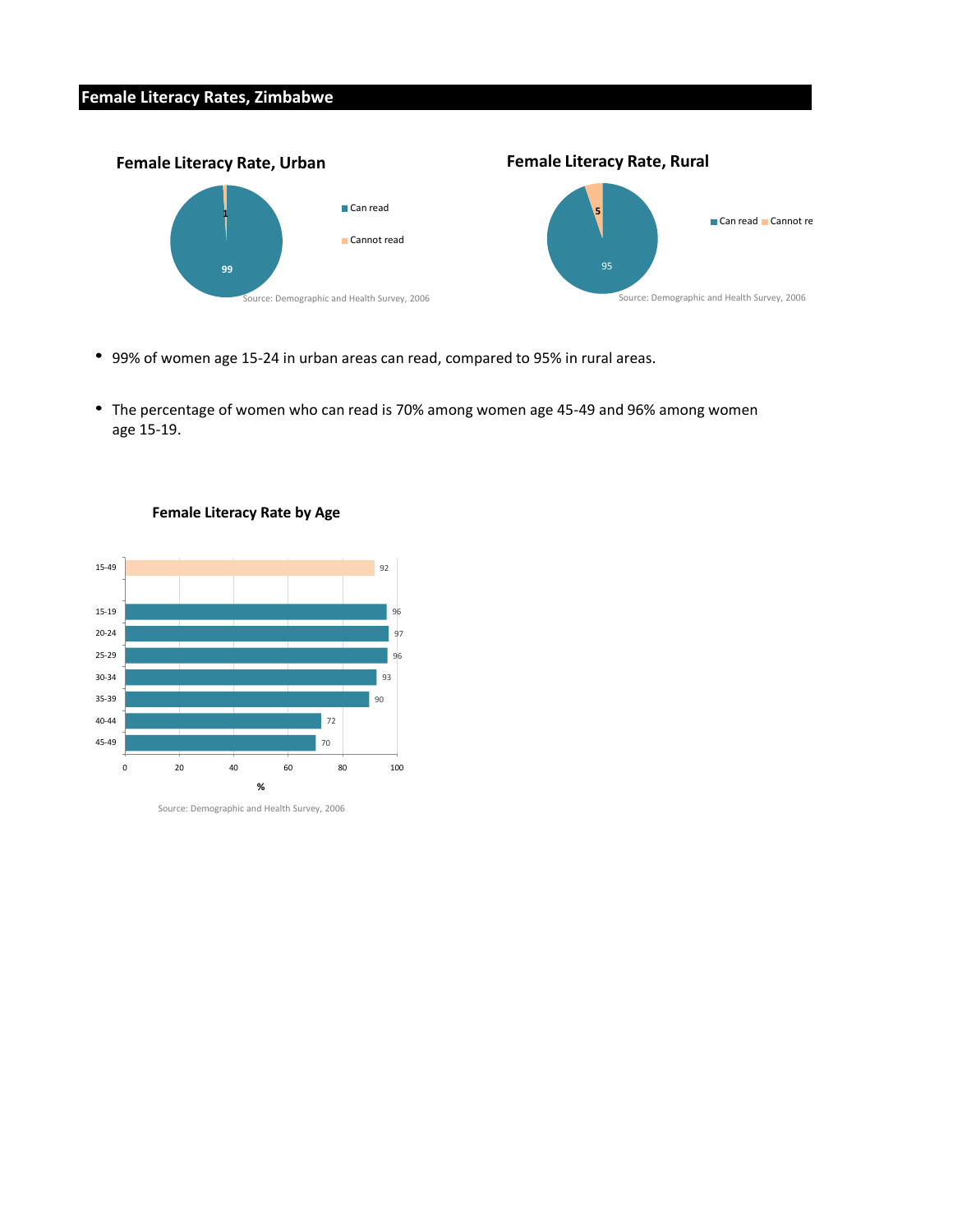## Female Literacy Rates, Zimbabwe

### Female Literacy Rate, Urban

Can read
Cannot read

1

99

Source: Demographic and Health Survey, 2006

### Female Literacy Rate, Rural

Can read  Cannot re

5

95

Source: Demographic and Health Survey, 2006

- 99% of women age 15-24 in urban areas can read, compared to 95% in rural areas.
- The percentage of women who can read is 70% among women age 45-49 and 96% among women age 15-19.

### Female Literacy Rate by Age

15-49 92
15-19 96
20-24 97
25-29 96
30-34 93
35-39 90
40-44 72
45-49 70

0 20 40 60 80 100

%

Source: Demographic and Health Survey, 2006